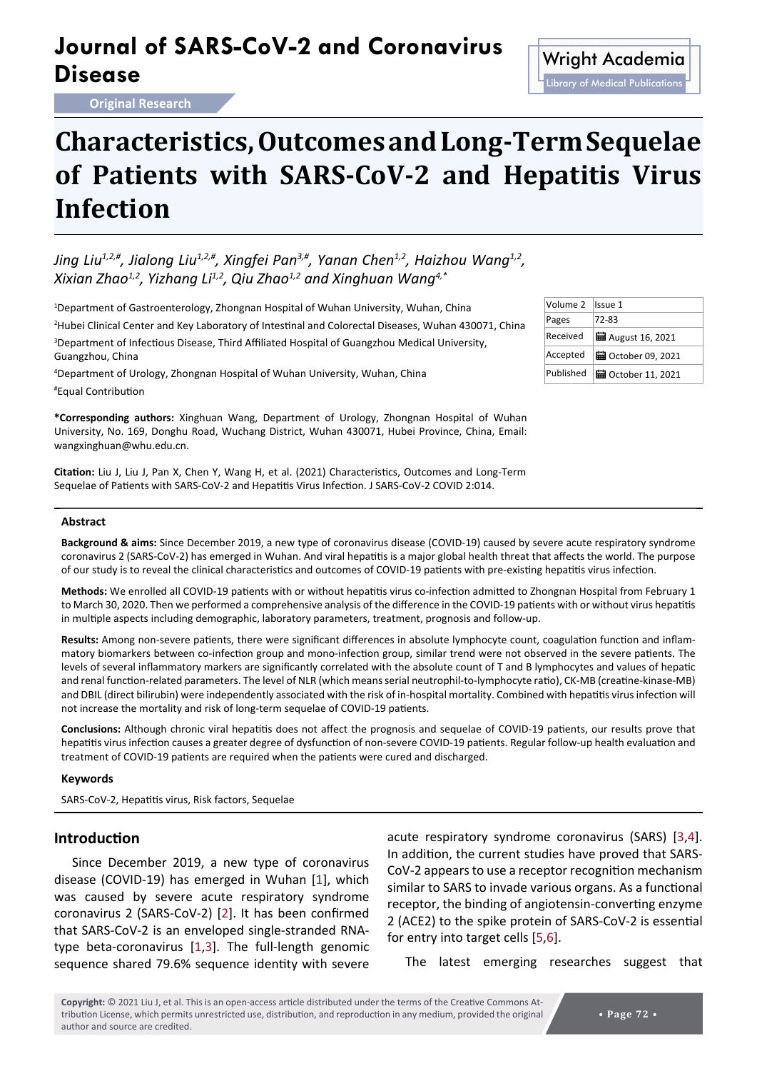Original Research

# Characteristics, Outcomes and Long-Term Sequelae of Patients with SARS-CoV-2 and Hepatitis Virus Infection

*Jing Liu[1,2,#], Jialong Liu[1,2,#], Xingfei Pan[3,#], Yanan Chen[1,2], Haizhou Wang[1,2], Xixian Zhao[1,2], Yizhang Li[1,2], Qiu Zhao[1,2] and Xinghuan Wang[4,*]*

[1]Department of Gastroenterology, Zhongnan Hospital of Wuhan University, Wuhan, China

[2]Hubei Clinical Center and Key Laboratory of Intestinal and Colorectal Diseases, Wuhan 430071, China

[3]Department of Infectious Disease, Third Affiliated Hospital of Guangzhou Medical University, Guangzhou, China

[4]Department of Urology, Zhongnan Hospital of Wuhan University, Wuhan, China

[#]Equal Contribution

| | |
|---|---|
| Received | August 16, 2021 |
| Accepted | October 09, 2021 |
| Published | October 11, 2021 |

**\*Corresponding authors:** Xinghuan Wang, Department of Urology, Zhongnan Hospital of Wuhan University, No. 169, Donghu Road, Wuchang District, Wuhan 430071, Hubei Province, China, Email: wangxinghuan@whu.edu.cn.

**Citation:** Liu J, Liu J, Pan X, Chen Y, Wang H, et al. (2021) Characteristics, Outcomes and Long-Term Sequelae of Patients with SARS-CoV-2 and Hepatitis Virus Infection. J SARS-CoV-2 COVID 2:014.

## Abstract

**Background & aims:** Since December 2019, a new type of coronavirus disease (COVID-19) caused by severe acute respiratory syndrome coronavirus 2 (SARS-CoV-2) has emerged in Wuhan. And viral hepatitis is a major global health threat that affects the world. The purpose of our study is to reveal the clinical characteristics and outcomes of COVID-19 patients with pre-existing hepatitis virus infection.

**Methods:** We enrolled all COVID-19 patients with or without hepatitis virus co-infection admitted to Zhongnan Hospital from February 1 to March 30, 2020. Then we performed a comprehensive analysis of the difference in the COVID-19 patients with or without virus hepatitis in multiple aspects including demographic, laboratory parameters, treatment, prognosis and follow-up.

**Results:** Among non-severe patients, there were significant differences in absolute lymphocyte count, coagulation function and inflammatory biomarkers between co-infection group and mono-infection group, similar trend were not observed in the severe patients. The levels of several inflammatory markers are significantly correlated with the absolute count of T and B lymphocytes and values of hepatic and renal function-related parameters. The level of NLR (which means serial neutrophil-to-lymphocyte ratio), CK-MB (creatine-kinase-MB) and DBIL (direct bilirubin) were independently associated with the risk of in-hospital mortality. Combined with hepatitis virus infection will not increase the mortality and risk of long-term sequelae of COVID-19 patients.

**Conclusions:** Although chronic viral hepatitis does not affect the prognosis and sequelae of COVID-19 patients, our results prove that hepatitis virus infection causes a greater degree of dysfunction of non-severe COVID-19 patients. Regular follow-up health evaluation and treatment of COVID-19 patients are required when the patients were cured and discharged.

### Keywords

SARS-CoV-2, Hepatitis virus, Risk factors, Sequelae

## Introduction

Since December 2019, a new type of coronavirus disease (COVID-19) has emerged in Wuhan [1], which was caused by severe acute respiratory syndrome coronavirus 2 (SARS-CoV-2) [2]. It has been confirmed that SARS-CoV-2 is an enveloped single-stranded RNA-type beta-coronavirus [1,3]. The full-length genomic sequence shared 79.6% sequence identity with severe acute respiratory syndrome coronavirus (SARS) [3,4]. In addition, the current studies have proved that SARS-CoV-2 appears to use a receptor recognition mechanism similar to SARS to invade various organs. As a functional receptor, the binding of angiotensin-converting enzyme 2 (ACE2) to the spike protein of SARS-CoV-2 is essential for entry into target cells [5,6].

The latest emerging researches suggest that

**Copyright:** © 2021 Liu J, et al. This is an open-access article distributed under the terms of the Creative Commons Attribution License, which permits unrestricted use, distribution, and reproduction in any medium, provided the original author and source are credited.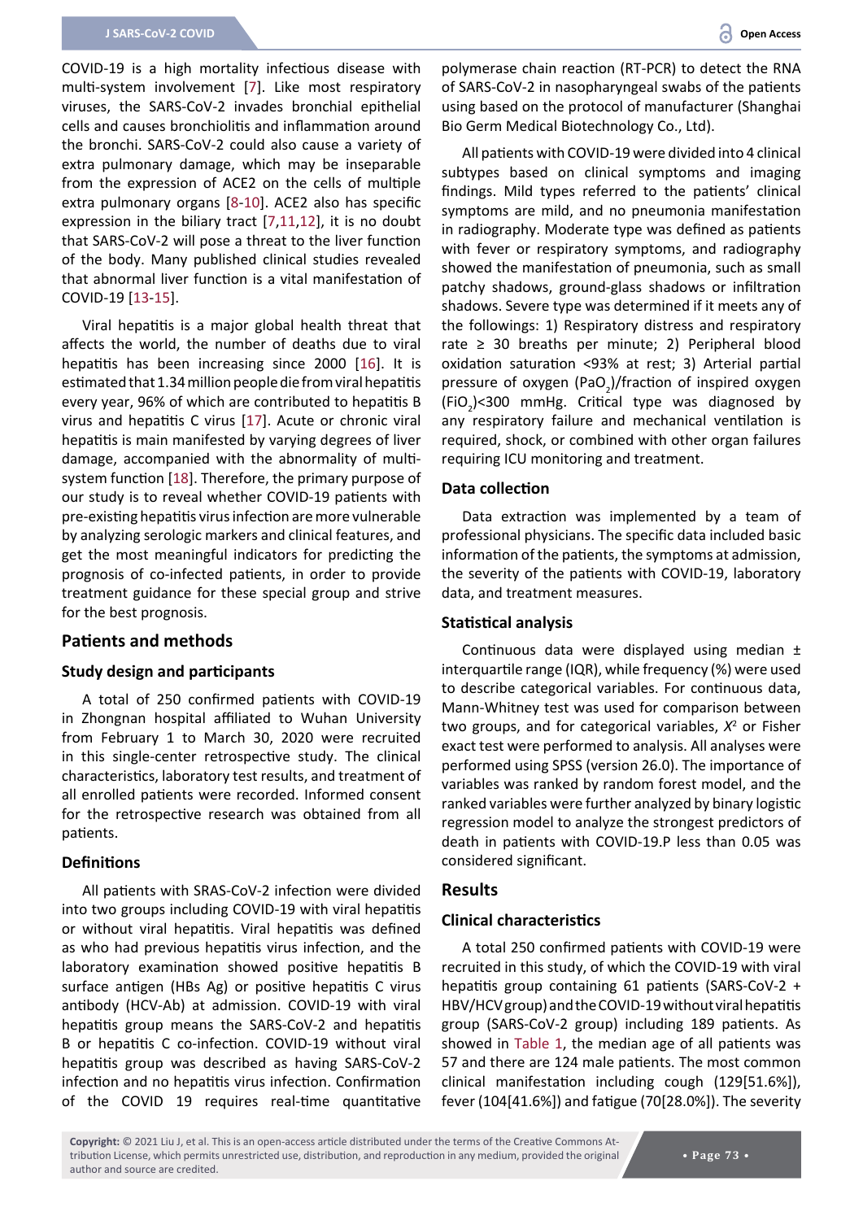COVID-19 is a high mortality infectious disease with multi-system involvement [7]. Like most respiratory viruses, the SARS-CoV-2 invades bronchial epithelial cells and causes bronchiolitis and inflammation around the bronchi. SARS-CoV-2 could also cause a variety of extra pulmonary damage, which may be inseparable from the expression of ACE2 on the cells of multiple extra pulmonary organs [8-10]. ACE2 also has specific expression in the biliary tract [7,11,12], it is no doubt that SARS-CoV-2 will pose a threat to the liver function of the body. Many published clinical studies revealed that abnormal liver function is a vital manifestation of COVID-19 [13-15].

Viral hepatitis is a major global health threat that affects the world, the number of deaths due to viral hepatitis has been increasing since 2000 [16]. It is estimated that 1.34 million people die from viral hepatitis every year, 96% of which are contributed to hepatitis B virus and hepatitis C virus [17]. Acute or chronic viral hepatitis is main manifested by varying degrees of liver damage, accompanied with the abnormality of multi-system function [18]. Therefore, the primary purpose of our study is to reveal whether COVID-19 patients with pre-existing hepatitis virus infection are more vulnerable by analyzing serologic markers and clinical features, and get the most meaningful indicators for predicting the prognosis of co-infected patients, in order to provide treatment guidance for these special group and strive for the best prognosis.

## Patients and methods

### Study design and participants

A total of 250 confirmed patients with COVID-19 in Zhongnan hospital affiliated to Wuhan University from February 1 to March 30, 2020 were recruited in this single-center retrospective study. The clinical characteristics, laboratory test results, and treatment of all enrolled patients were recorded. Informed consent for the retrospective research was obtained from all patients.

### Definitions

All patients with SRAS-CoV-2 infection were divided into two groups including COVID-19 with viral hepatitis or without viral hepatitis. Viral hepatitis was defined as who had previous hepatitis virus infection, and the laboratory examination showed positive hepatitis B surface antigen (HBs Ag) or positive hepatitis C virus antibody (HCV-Ab) at admission. COVID-19 with viral hepatitis group means the SARS-CoV-2 and hepatitis B or hepatitis C co-infection. COVID-19 without viral hepatitis group was described as having SARS-CoV-2 infection and no hepatitis virus infection. Confirmation of the COVID 19 requires real-time quantitative polymerase chain reaction (RT-PCR) to detect the RNA of SARS-CoV-2 in nasopharyngeal swabs of the patients using based on the protocol of manufacturer (Shanghai Bio Germ Medical Biotechnology Co., Ltd).

All patients with COVID-19 were divided into 4 clinical subtypes based on clinical symptoms and imaging findings. Mild types referred to the patients' clinical symptoms are mild, and no pneumonia manifestation in radiography. Moderate type was defined as patients with fever or respiratory symptoms, and radiography showed the manifestation of pneumonia, such as small patchy shadows, ground-glass shadows or infiltration shadows. Severe type was determined if it meets any of the followings: 1) Respiratory distress and respiratory rate ≥ 30 breaths per minute; 2) Peripheral blood oxidation saturation <93% at rest; 3) Arterial partial pressure of oxygen ($PaO_2$)/fraction of inspired oxygen ($FiO_2$)<300 mmHg. Critical type was diagnosed by any respiratory failure and mechanical ventilation is required, shock, or combined with other organ failures requiring ICU monitoring and treatment.

### Data collection

Data extraction was implemented by a team of professional physicians. The specific data included basic information of the patients, the symptoms at admission, the severity of the patients with COVID-19, laboratory data, and treatment measures.

### Statistical analysis

Continuous data were displayed using median ± interquartile range (IQR), while frequency (%) were used to describe categorical variables. For continuous data, Mann-Whitney test was used for comparison between two groups, and for categorical variables, $X^2$ or Fisher exact test were performed to analysis. All analyses were performed using SPSS (version 26.0). The importance of variables was ranked by random forest model, and the ranked variables were further analyzed by binary logistic regression model to analyze the strongest predictors of death in patients with COVID-19.P less than 0.05 was considered significant.

## Results

### Clinical characteristics

A total 250 confirmed patients with COVID-19 were recruited in this study, of which the COVID-19 with viral hepatitis group containing 61 patients (SARS-CoV-2 + HBV/HCV group) and the COVID-19 without viral hepatitis group (SARS-CoV-2 group) including 189 patients. As showed in Table 1, the median age of all patients was 57 and there are 124 male patients. The most common clinical manifestation including cough (129[51.6%]), fever (104[41.6%]) and fatigue (70[28.0%]). The severity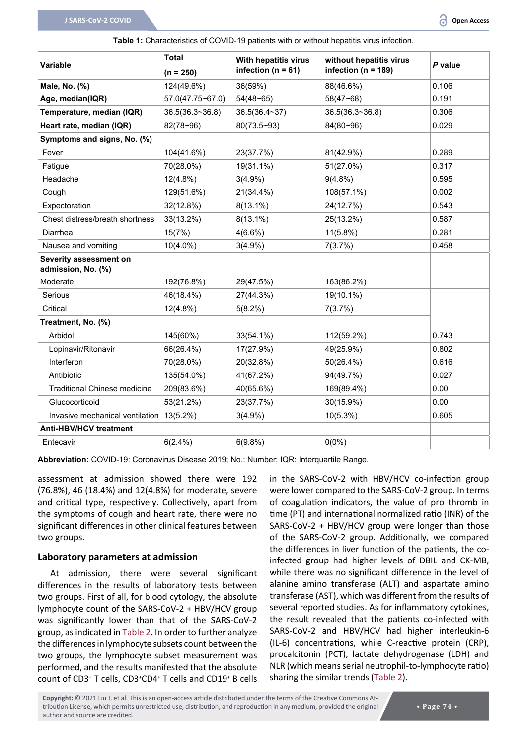**Table 1:** Characteristics of COVID-19 patients with or without hepatitis virus infection.

| Variable | Total (n = 250) | With hepatitis virus infection (n = 61) | without hepatitis virus infection (n = 189) | *P* value |
|---|---|---|---|---|
| **Male, No. (%)** | 124(49.6%) | 36(59%) | 88(46.6%) | 0.106 |
| **Age, median(IQR)** | 57.0(47.75~67.0) | 54(48~65) | 58(47~68) | 0.191 |
| **Temperature, median (IQR)** | 36.5(36.3~36.8) | 36.5(36.4~37) | 36.5(36.3~36.8) | 0.306 |
| **Heart rate, median (IQR)** | 82(78~96) | 80(73.5~93) | 84(80~96) | 0.029 |
| **Symptoms and signs, No. (%)** | | | | |
| Fever | 104(41.6%) | 23(37.7%) | 81(42.9%) | 0.289 |
| Fatigue | 70(28.0%) | 19(31.1%) | 51(27.0%) | 0.317 |
| Headache | 12(4.8%) | 3(4.9%) | 9(4.8%) | 0.595 |
| Cough | 129(51.6%) | 21(34.4%) | 108(57.1%) | 0.002 |
| Expectoration | 32(12.8%) | 8(13.1%) | 24(12.7%) | 0.543 |
| Chest distress/breath shortness | 33(13.2%) | 8(13.1%) | 25(13.2%) | 0.587 |
| Diarrhea | 15(7%) | 4(6.6%) | 11(5.8%) | 0.281 |
| Nausea and vomiting | 10(4.0%) | 3(4.9%) | 7(3.7%) | 0.458 |
| **Severity assessment on admission, No. (%)** | | | | |
| Moderate | 192(76.8%) | 29(47.5%) | 163(86.2%) | |
| Serious | 46(18.4%) | 27(44.3%) | 19(10.1%) | |
| Critical | 12(4.8%) | 5(8.2%) | 7(3.7%) | |
| **Treatment, No. (%)** | | | | |
| Arbidol | 145(60%) | 33(54.1%) | 112(59.2%) | 0.743 |
| Lopinavir/Ritonavir | 66(26.4%) | 17(27.9%) | 49(25.9%) | 0.802 |
| Interferon | 70(28.0%) | 20(32.8%) | 50(26.4%) | 0.616 |
| Antibiotic | 135(54.0%) | 41(67.2%) | 94(49.7%) | 0.027 |
| Traditional Chinese medicine | 209(83.6%) | 40(65.6%) | 169(89.4%) | 0.00 |
| Glucocorticoid | 53(21.2%) | 23(37.7%) | 30(15.9%) | 0.00 |
| Invasive mechanical ventilation | 13(5.2%) | 3(4.9%) | 10(5.3%) | 0.605 |
| **Anti-HBV/HCV treatment** | | | | |
| Entecavir | 6(2.4%) | 6(9.8%) | 0(0%) | |

**Abbreviation:** COVID-19: Coronavirus Disease 2019; No.: Number; IQR: Interquartile Range.

assessment at admission showed there were 192 (76.8%), 46 (18.4%) and 12(4.8%) for moderate, severe and critical type, respectively. Collectively, apart from the symptoms of cough and heart rate, there were no significant differences in other clinical features between two groups.

### Laboratory parameters at admission

At admission, there were several significant differences in the results of laboratory tests between two groups. First of all, for blood cytology, the absolute lymphocyte count of the SARS-CoV-2 + HBV/HCV group was significantly lower than that of the SARS-CoV-2 group, as indicated in Table 2. In order to further analyze the differences in lymphocyte subsets count between the two groups, the lymphocyte subset measurement was performed, and the results manifested that the absolute count of $CD3^+$ T cells, $CD3^+CD4^+$ T cells and $CD19^+$ B cells in the SARS-CoV-2 with HBV/HCV co-infection group were lower compared to the SARS-CoV-2 group. In terms of coagulation indicators, the value of pro thromb in time (PT) and international normalized ratio (INR) of the SARS-CoV-2 + HBV/HCV group were longer than those of the SARS-CoV-2 group. Additionally, we compared the differences in liver function of the patients, the co-infected group had higher levels of DBIL and CK-MB, while there was no significant difference in the level of alanine amino transferase (ALT) and aspartate amino transferase (AST), which was different from the results of several reported studies. As for inflammatory cytokines, the result revealed that the patients co-infected with SARS-CoV-2 and HBV/HCV had higher interleukin-6 (IL-6) concentrations, while C-reactive protein (CRP), procalcitonin (PCT), lactate dehydrogenase (LDH) and NLR (which means serial neutrophil-to-lymphocyte ratio) sharing the similar trends (Table 2).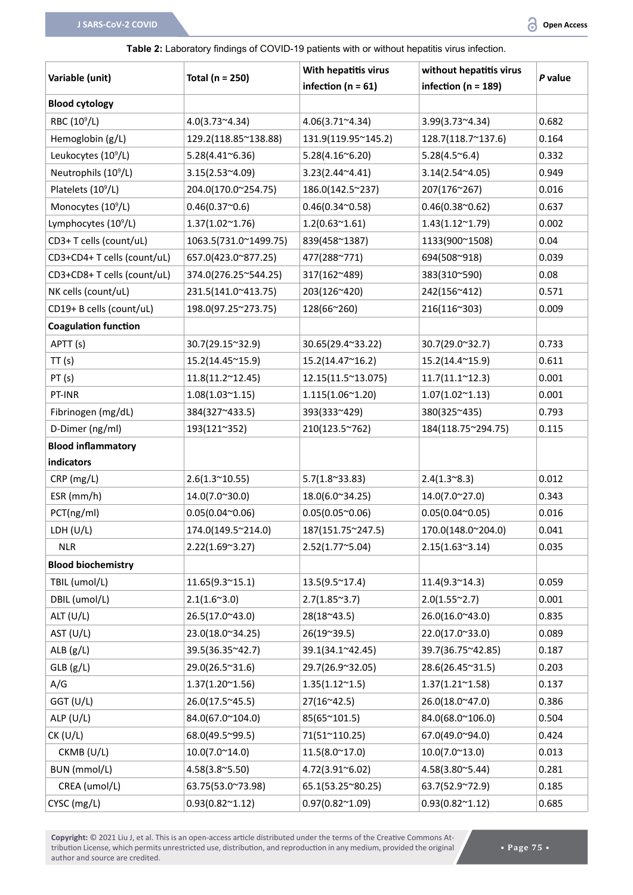**Table 2:** Laboratory findings of COVID-19 patients with or without hepatitis virus infection.

| Variable (unit) | Total (n = 250) | With hepatitis virus infection (n = 61) | without hepatitis virus infection (n = 189) | *P* value |
|---|---|---|---|---|
| **Blood cytology** | | | | |
| RBC ($10^9$/L) | 4.0(3.73~4.34) | 4.06(3.71~4.34) | 3.99(3.73~4.34) | 0.682 |
| Hemoglobin (g/L) | 129.2(118.85~138.88) | 131.9(119.95~145.2) | 128.7(118.7~137.6) | 0.164 |
| Leukocytes ($10^9$/L) | 5.28(4.41~6.36) | 5.28(4.16~6.20) | 5.28(4.5~6.4) | 0.332 |
| Neutrophils ($10^9$/L) | 3.15(2.53~4.09) | 3.23(2.44~4.41) | 3.14(2.54~4.05) | 0.949 |
| Platelets ($10^9$/L) | 204.0(170.0~254.75) | 186.0(142.5~237) | 207(176~267) | 0.016 |
| Monocytes ($10^9$/L) | 0.46(0.37~0.6) | 0.46(0.34~0.58) | 0.46(0.38~0.62) | 0.637 |
| Lymphocytes ($10^9$/L) | 1.37(1.02~1.76) | 1.2(0.63~1.61) | 1.43(1.12~1.79) | 0.002 |
| CD3+ T cells (count/uL) | 1063.5(731.0~1499.75) | 839(458~1387) | 1133(900~1508) | 0.04 |
| CD3+CD4+ T cells (count/uL) | 657.0(423.0~877.25) | 477(288~771) | 694(508~918) | 0.039 |
| CD3+CD8+ T cells (count/uL) | 374.0(276.25~544.25) | 317(162~489) | 383(310~590) | 0.08 |
| NK cells (count/uL) | 231.5(141.0~413.75) | 203(126~420) | 242(156~412) | 0.571 |
| CD19+ B cells (count/uL) | 198.0(97.25~273.75) | 128(66~260) | 216(116~303) | 0.009 |
| **Coagulation function** | | | | |
| APTT (s) | 30.7(29.15~32.9) | 30.65(29.4~33.22) | 30.7(29.0~32.7) | 0.733 |
| TT (s) | 15.2(14.45~15.9) | 15.2(14.47~16.2) | 15.2(14.4~15.9) | 0.611 |
| PT (s) | 11.8(11.2~12.45) | 12.15(11.5~13.075) | 11.7(11.1~12.3) | 0.001 |
| PT-INR | 1.08(1.03~1.15) | 1.115(1.06~1.20) | 1.07(1.02~1.13) | 0.001 |
| Fibrinogen (mg/dL) | 384(327~433.5) | 393(333~429) | 380(325~435) | 0.793 |
| D-Dimer (ng/ml) | 193(121~352) | 210(123.5~762) | 184(118.75~294.75) | 0.115 |
| **Blood inflammatory indicators** | | | | |
| CRP (mg/L) | 2.6(1.3~10.55) | 5.7(1.8~33.83) | 2.4(1.3~8.3) | 0.012 |
| ESR (mm/h) | 14.0(7.0~30.0) | 18.0(6.0~34.25) | 14.0(7.0~27.0) | 0.343 |
| PCT(ng/ml) | 0.05(0.04~0.06) | 0.05(0.05~0.06) | 0.05(0.04~0.05) | 0.016 |
| LDH (U/L) | 174.0(149.5~214.0) | 187(151.75~247.5) | 170.0(148.0~204.0) | 0.041 |
| NLR | 2.22(1.69~3.27) | 2.52(1.77~5.04) | 2.15(1.63~3.14) | 0.035 |
| **Blood biochemistry** | | | | |
| TBIL (umol/L) | 11.65(9.3~15.1) | 13.5(9.5~17.4) | 11.4(9.3~14.3) | 0.059 |
| DBIL (umol/L) | 2.1(1.6~3.0) | 2.7(1.85~3.7) | 2.0(1.55~2.7) | 0.001 |
| ALT (U/L) | 26.5(17.0~43.0) | 28(18~43.5) | 26.0(16.0~43.0) | 0.835 |
| AST (U/L) | 23.0(18.0~34.25) | 26(19~39.5) | 22.0(17.0~33.0) | 0.089 |
| ALB (g/L) | 39.5(36.35~42.7) | 39.1(34.1~42.45) | 39.7(36.75~42.85) | 0.187 |
| GLB (g/L) | 29.0(26.5~31.6) | 29.7(26.9~32.05) | 28.6(26.45~31.5) | 0.203 |
| A/G | 1.37(1.20~1.56) | 1.35(1.12~1.5) | 1.37(1.21~1.58) | 0.137 |
| GGT (U/L) | 26.0(17.5~45.5) | 27(16~42.5) | 26.0(18.0~47.0) | 0.386 |
| ALP (U/L) | 84.0(67.0~104.0) | 85(65~101.5) | 84.0(68.0~106.0) | 0.504 |
| CK (U/L) | 68.0(49.5~99.5) | 71(51~110.25) | 67.0(49.0~94.0) | 0.424 |
| CKMB (U/L) | 10.0(7.0~14.0) | 11.5(8.0~17.0) | 10.0(7.0~13.0) | 0.013 |
| BUN (mmol/L) | 4.58(3.8~5.50) | 4.72(3.91~6.02) | 4.58(3.80~5.44) | 0.281 |
| CREA (umol/L) | 63.75(53.0~73.98) | 65.1(53.25~80.25) | 63.7(52.9~72.9) | 0.185 |
| CYSC (mg/L) | 0.93(0.82~1.12) | 0.97(0.82~1.09) | 0.93(0.82~1.12) | 0.685 |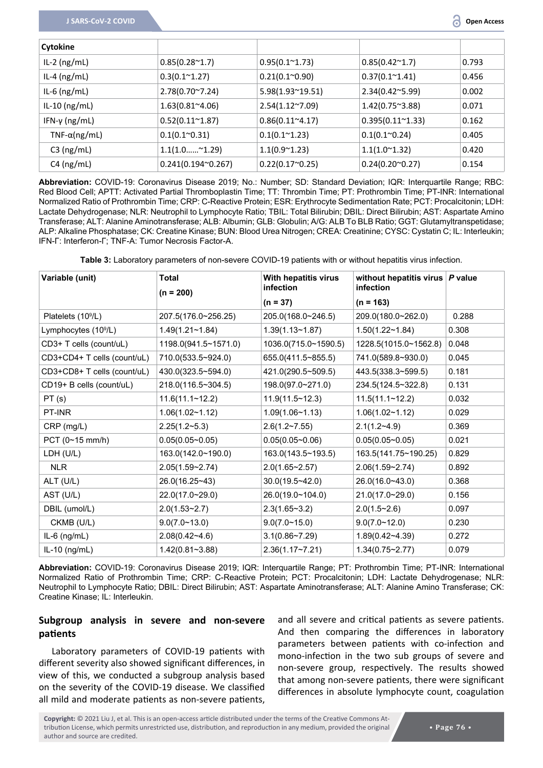| Cytokine | | | | |
|---|---|---|---|---|
| IL-2 (ng/mL) | 0.85(0.28~1.7) | 0.95(0.1~1.73) | 0.85(0.42~1.7) | 0.793 |
| IL-4 (ng/mL) | 0.3(0.1~1.27) | 0.21(0.1~0.90) | 0.37(0.1~1.41) | 0.456 |
| IL-6 (ng/mL) | 2.78(0.70~7.24) | 5.98(1.93~19.51) | 2.34(0.42~5.99) | 0.002 |
| IL-10 (ng/mL) | 1.63(0.81~4.06) | 2.54(1.12~7.09) | 1.42(0.75~3.88) | 0.071 |
| IFN-γ (ng/mL) | 0.52(0.11~1.87) | 0.86(0.11~4.17) | 0.395(0.11~1.33) | 0.162 |
| TNF-α(ng/mL) | 0.1(0.1~0.31) | 0.1(0.1~1.23) | 0.1(0.1~0.24) | 0.405 |
| C3 (ng/mL) | 1.1(1.0……~1.29) | 1.1(0.9~1.23) | 1.1(1.0~1.32) | 0.420 |
| C4 (ng/mL) | 0.241(0.194~0.267) | 0.22(0.17~0.25) | 0.24(0.20~0.27) | 0.154 |

**Abbreviation:** COVID-19: Coronavirus Disease 2019; No.: Number; SD: Standard Deviation; IQR: Interquartile Range; RBC: Red Blood Cell; APTT: Activated Partial Thromboplastin Time; TT: Thrombin Time; PT: Prothrombin Time; PT-INR: International Normalized Ratio of Prothrombin Time; CRP: C-Reactive Protein; ESR: Erythrocyte Sedimentation Rate; PCT: Procalcitonin; LDH: Lactate Dehydrogenase; NLR: Neutrophil to Lymphocyte Ratio; TBIL: Total Bilirubin; DBIL: Direct Bilirubin; AST: Aspartate Amino Transferase; ALT: Alanine Aminotransferase; ALB: Albumin; GLB: Globulin; A/G: ALB To BLB Ratio; GGT: Glutamyltranspetidase; ALP: Alkaline Phosphatase; CK: Creatine Kinase; BUN: Blood Urea Nitrogen; CREA: Creatinine; CYSC: Cystatin C; IL: Interleukin; IFN-Γ: Interferon-Γ; TNF-A: Tumor Necrosis Factor-A.

**Table 3:** Laboratory parameters of non-severe COVID-19 patients with or without hepatitis virus infection.

| Variable (unit) | Total (n = 200) | With hepatitis virus infection (n = 37) | without hepatitis virus infection (n = 163) | *P* value |
|---|---|---|---|---|
| Platelets ($10^9$/L) | 207.5(176.0~256.25) | 205.0(168.0~246.5) | 209.0(180.0~262.0) | 0.288 |
| Lymphocytes ($10^9$/L) | 1.49(1.21~1.84) | 1.39(1.13~1.87) | 1.50(1.22~1.84) | 0.308 |
| CD3+ T cells (count/uL) | 1198.0(941.5~1571.0) | 1036.0(715.0~1590.5) | 1228.5(1015.0~1562.8) | 0.048 |
| CD3+CD4+ T cells (count/uL) | 710.0(533.5~924.0) | 655.0(411.5~855.5) | 741.0(589.8~930.0) | 0.045 |
| CD3+CD8+ T cells (count/uL) | 430.0(323.5~594.0) | 421.0(290.5~509.5) | 443.5(338.3~599.5) | 0.181 |
| CD19+ B cells (count/uL) | 218.0(116.5~304.5) | 198.0(97.0~271.0) | 234.5(124.5~322.8) | 0.131 |
| PT (s) | 11.6(11.1~12.2) | 11.9(11.5~12.3) | 11.5(11.1~12.2) | 0.032 |
| PT-INR | 1.06(1.02~1.12) | 1.09(1.06~1.13) | 1.06(1.02~1.12) | 0.029 |
| CRP (mg/L) | 2.25(1.2~5.3) | 2.6(1.2~7.55) | 2.1(1.2~4.9) | 0.369 |
| PCT (0~15 mm/h) | 0.05(0.05~0.05) | 0.05(0.05~0.06) | 0.05(0.05~0.05) | 0.021 |
| LDH (U/L) | 163.0(142.0~190.0) | 163.0(143.5~193.5) | 163.5(141.75~190.25) | 0.829 |
| NLR | 2.05(1.59~2.74) | 2.0(1.65~2.57) | 2.06(1.59~2.74) | 0.892 |
| ALT (U/L) | 26.0(16.25~43) | 30.0(19.5~42.0) | 26.0(16.0~43.0) | 0.368 |
| AST (U/L) | 22.0(17.0~29.0) | 26.0(19.0~104.0) | 21.0(17.0~29.0) | 0.156 |
| DBIL (umol/L) | 2.0(1.53~2.7) | 2.3(1.65~3.2) | 2.0(1.5~2.6) | 0.097 |
| CKMB (U/L) | 9.0(7.0~13.0) | 9.0(7.0~15.0) | 9.0(7.0~12.0) | 0.230 |
| IL-6 (ng/mL) | 2.08(0.42~4.6) | 3.1(0.86~7.29) | 1.89(0.42~4.39) | 0.272 |
| IL-10 (ng/mL) | 1.42(0.81~3.88) | 2.36(1.17~7.21) | 1.34(0.75~2.77) | 0.079 |

**Abbreviation:** COVID-19: Coronavirus Disease 2019; IQR: Interquartile Range; PT: Prothrombin Time; PT-INR: International Normalized Ratio of Prothrombin Time; CRP: C-Reactive Protein; PCT: Procalcitonin; LDH: Lactate Dehydrogenase; NLR: Neutrophil to Lymphocyte Ratio; DBIL: Direct Bilirubin; AST: Aspartate Aminotransferase; ALT: Alanine Amino Transferase; CK: Creatine Kinase; IL: Interleukin.

## Subgroup analysis in severe and non-severe patients

Laboratory parameters of COVID-19 patients with different severity also showed significant differences, in view of this, we conducted a subgroup analysis based on the severity of the COVID-19 disease. We classified all mild and moderate patients as non-severe patients, and all severe and critical patients as severe patients. And then comparing the differences in laboratory parameters between patients with co-infection and mono-infection in the two sub groups of severe and non-severe group, respectively. The results showed that among non-severe patients, there were significant differences in absolute lymphocyte count, coagulation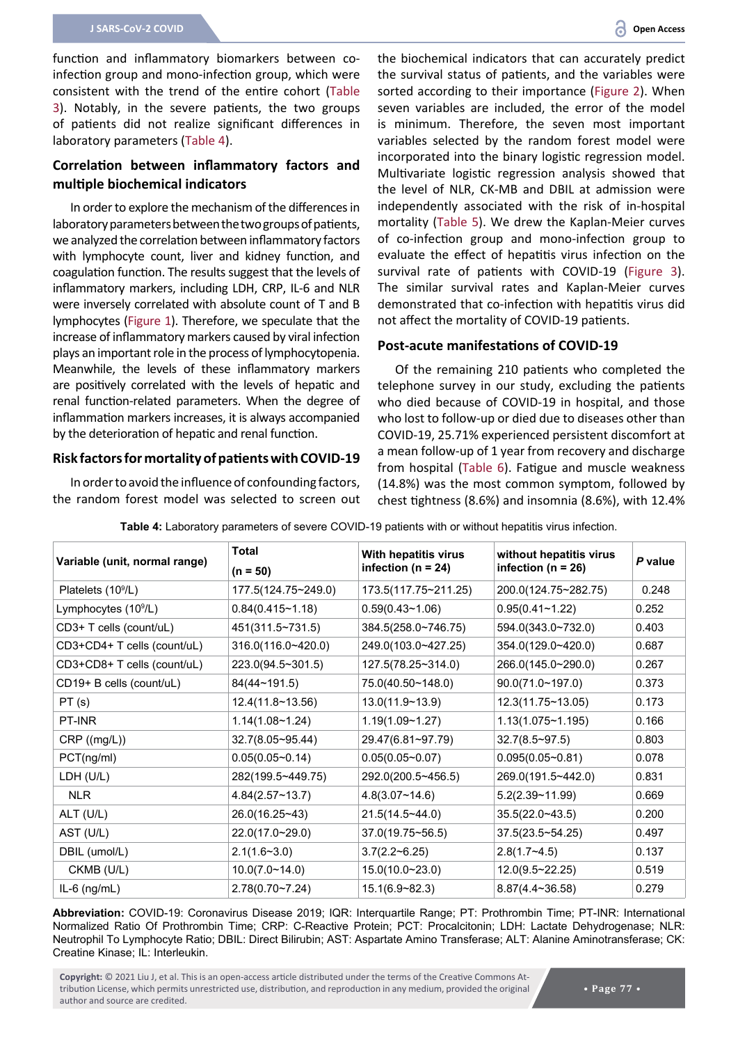function and inflammatory biomarkers between co-infection group and mono-infection group, which were consistent with the trend of the entire cohort (Table 3). Notably, in the severe patients, the two groups of patients did not realize significant differences in laboratory parameters (Table 4).

### Correlation between inflammatory factors and multiple biochemical indicators

In order to explore the mechanism of the differences in laboratory parameters between the two groups of patients, we analyzed the correlation between inflammatory factors with lymphocyte count, liver and kidney function, and coagulation function. The results suggest that the levels of inflammatory markers, including LDH, CRP, IL-6 and NLR were inversely correlated with absolute count of T and B lymphocytes (Figure 1). Therefore, we speculate that the increase of inflammatory markers caused by viral infection plays an important role in the process of lymphocytopenia. Meanwhile, the levels of these inflammatory markers are positively correlated with the levels of hepatic and renal function-related parameters. When the degree of inflammation markers increases, it is always accompanied by the deterioration of hepatic and renal function.

### Risk factors for mortality of patients with COVID-19

In order to avoid the influence of confounding factors, the random forest model was selected to screen out the biochemical indicators that can accurately predict the survival status of patients, and the variables were sorted according to their importance (Figure 2). When seven variables are included, the error of the model is minimum. Therefore, the seven most important variables selected by the random forest model were incorporated into the binary logistic regression model. Multivariate logistic regression analysis showed that the level of NLR, CK-MB and DBIL at admission were independently associated with the risk of in-hospital mortality (Table 5). We drew the Kaplan-Meier curves of co-infection group and mono-infection group to evaluate the effect of hepatitis virus infection on the survival rate of patients with COVID-19 (Figure 3). The similar survival rates and Kaplan-Meier curves demonstrated that co-infection with hepatitis virus did not affect the mortality of COVID-19 patients.

### Post-acute manifestations of COVID-19

Of the remaining 210 patients who completed the telephone survey in our study, excluding the patients who died because of COVID-19 in hospital, and those who lost to follow-up or died due to diseases other than COVID-19, 25.71% experienced persistent discomfort at a mean follow-up of 1 year from recovery and discharge from hospital (Table 6). Fatigue and muscle weakness (14.8%) was the most common symptom, followed by chest tightness (8.6%) and insomnia (8.6%), with 12.4%

**Table 4:** Laboratory parameters of severe COVID-19 patients with or without hepatitis virus infection.

| Variable (unit, normal range) | Total (n = 50) | With hepatitis virus infection (n = 24) | without hepatitis virus infection (n = 26) | *P* value |
|---|---|---|---|---|
| Platelets ($10^9$/L) | 177.5(124.75~249.0) | 173.5(117.75~211.25) | 200.0(124.75~282.75) | 0.248 |
| Lymphocytes ($10^9$/L) | 0.84(0.415~1.18) | 0.59(0.43~1.06) | 0.95(0.41~1.22) | 0.252 |
| CD3+ T cells (count/uL) | 451(311.5~731.5) | 384.5(258.0~746.75) | 594.0(343.0~732.0) | 0.403 |
| CD3+CD4+ T cells (count/uL) | 316.0(116.0~420.0) | 249.0(103.0~427.25) | 354.0(129.0~420.0) | 0.687 |
| CD3+CD8+ T cells (count/uL) | 223.0(94.5~301.5) | 127.5(78.25~314.0) | 266.0(145.0~290.0) | 0.267 |
| CD19+ B cells (count/uL) | 84(44~191.5) | 75.0(40.50~148.0) | 90.0(71.0~197.0) | 0.373 |
| PT (s) | 12.4(11.8~13.56) | 13.0(11.9~13.9) | 12.3(11.75~13.05) | 0.173 |
| PT-INR | 1.14(1.08~1.24) | 1.19(1.09~1.27) | 1.13(1.075~1.195) | 0.166 |
| CRP ((mg/L)) | 32.7(8.05~95.44) | 29.47(6.81~97.79) | 32.7(8.5~97.5) | 0.803 |
| PCT(ng/ml) | 0.05(0.05~0.14) | 0.05(0.05~0.07) | 0.095(0.05~0.81) | 0.078 |
| LDH (U/L) | 282(199.5~449.75) | 292.0(200.5~456.5) | 269.0(191.5~442.0) | 0.831 |
| NLR | 4.84(2.57~13.7) | 4.8(3.07~14.6) | 5.2(2.39~11.99) | 0.669 |
| ALT (U/L) | 26.0(16.25~43) | 21.5(14.5~44.0) | 35.5(22.0~43.5) | 0.200 |
| AST (U/L) | 22.0(17.0~29.0) | 37.0(19.75~56.5) | 37.5(23.5~54.25) | 0.497 |
| DBIL (umol/L) | 2.1(1.6~3.0) | 3.7(2.2~6.25) | 2.8(1.7~4.5) | 0.137 |
| CKMB (U/L) | 10.0(7.0~14.0) | 15.0(10.0~23.0) | 12.0(9.5~22.25) | 0.519 |
| IL-6 (ng/mL) | 2.78(0.70~7.24) | 15.1(6.9~82.3) | 8.87(4.4~36.58) | 0.279 |

**Abbreviation:** COVID-19: Coronavirus Disease 2019; IQR: Interquartile Range; PT: Prothrombin Time; PT-INR: International Normalized Ratio Of Prothrombin Time; CRP: C-Reactive Protein; PCT: Procalcitonin; LDH: Lactate Dehydrogenase; NLR: Neutrophil To Lymphocyte Ratio; DBIL: Direct Bilirubin; AST: Aspartate Amino Transferase; ALT: Alanine Aminotransferase; CK: Creatine Kinase; IL: Interleukin.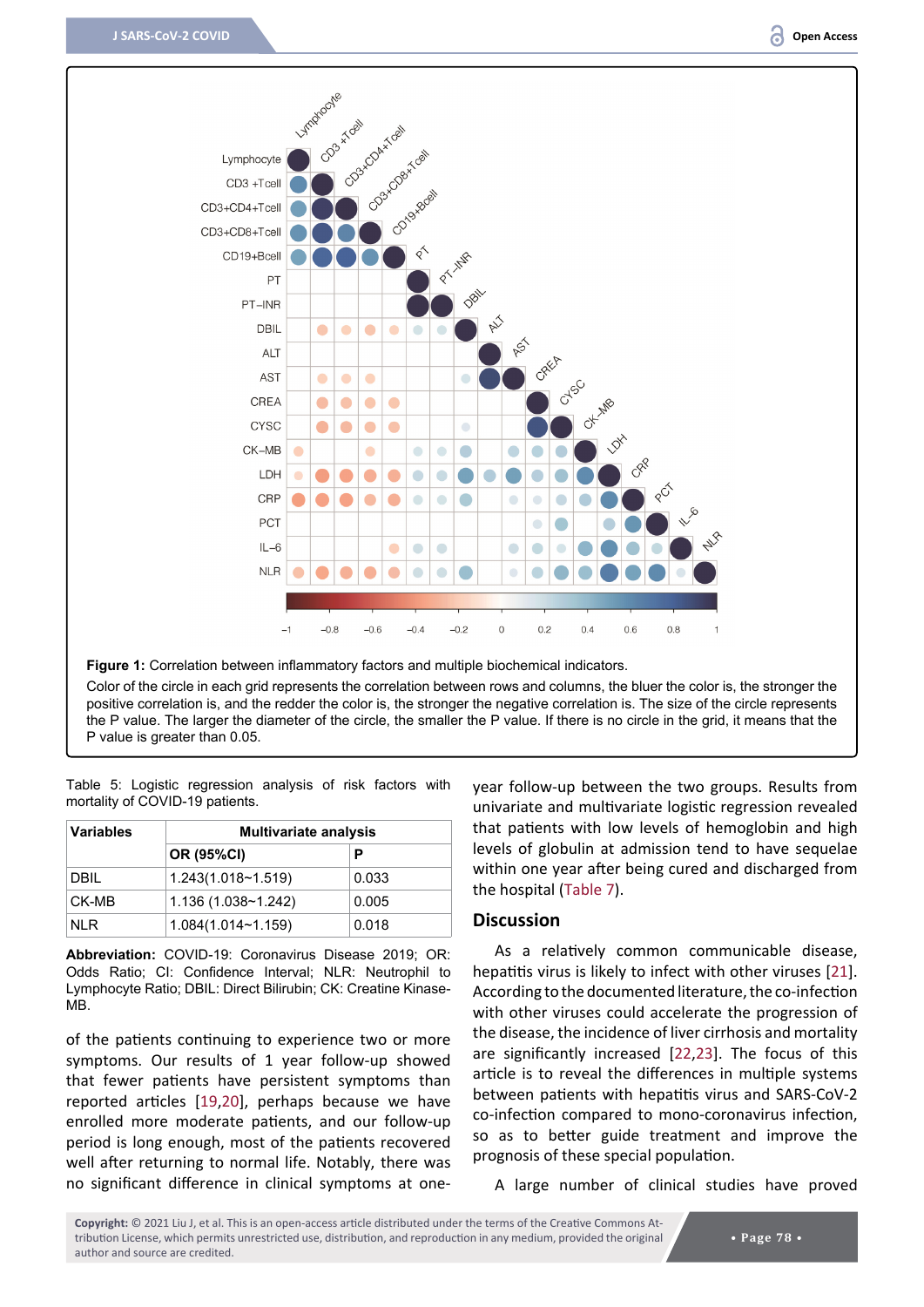**Figure 1:** Correlation between inflammatory factors and multiple biochemical indicators.

Color of the circle in each grid represents the correlation between rows and columns, the bluer the color is, the stronger the positive correlation is, and the redder the color is, the stronger the negative correlation is. The size of the circle represents the P value. The larger the diameter of the circle, the smaller the P value. If there is no circle in the grid, it means that the P value is greater than 0.05.

Table 5: Logistic regression analysis of risk factors with mortality of COVID-19 patients.

| Variables | Multivariate analysis | |
|---|---|---|
| | **OR (95%CI)** | **P** |
| DBIL | 1.243(1.018~1.519) | 0.033 |
| CK-MB | 1.136 (1.038~1.242) | 0.005 |
| NLR | 1.084(1.014~1.159) | 0.018 |

**Abbreviation:** COVID-19: Coronavirus Disease 2019; OR: Odds Ratio; CI: Confidence Interval; NLR: Neutrophil to Lymphocyte Ratio; DBIL: Direct Bilirubin; CK: Creatine Kinase-MB.

of the patients continuing to experience two or more symptoms. Our results of 1 year follow-up showed that fewer patients have persistent symptoms than reported articles [19,20], perhaps because we have enrolled more moderate patients, and our follow-up period is long enough, most of the patients recovered well after returning to normal life. Notably, there was no significant difference in clinical symptoms at one-year follow-up between the two groups. Results from univariate and multivariate logistic regression revealed that patients with low levels of hemoglobin and high levels of globulin at admission tend to have sequelae within one year after being cured and discharged from the hospital (Table 7).

## Discussion

As a relatively common communicable disease, hepatitis virus is likely to infect with other viruses [21]. According to the documented literature, the co-infection with other viruses could accelerate the progression of the disease, the incidence of liver cirrhosis and mortality are significantly increased [22,23]. The focus of this article is to reveal the differences in multiple systems between patients with hepatitis virus and SARS-CoV-2 co-infection compared to mono-coronavirus infection, so as to better guide treatment and improve the prognosis of these special population.

A large number of clinical studies have proved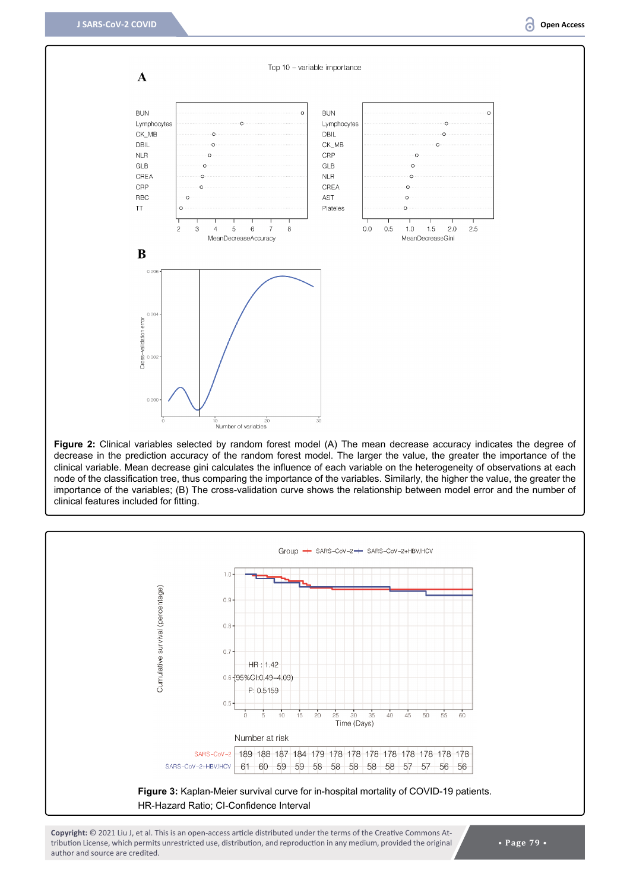**Figure 2:** Clinical variables selected by random forest model (A) The mean decrease accuracy indicates the degree of decrease in the prediction accuracy of the random forest model. The larger the value, the greater the importance of the clinical variable. Mean decrease gini calculates the influence of each variable on the heterogeneity of observations at each node of the classification tree, thus comparing the importance of the variables. Similarly, the higher the value, the greater the importance of the variables; (B) The cross-validation curve shows the relationship between model error and the number of clinical features included for fitting.

**Figure 3:** Kaplan-Meier survival curve for in-hospital mortality of COVID-19 patients. HR-Hazard Ratio; CI-Confidence Interval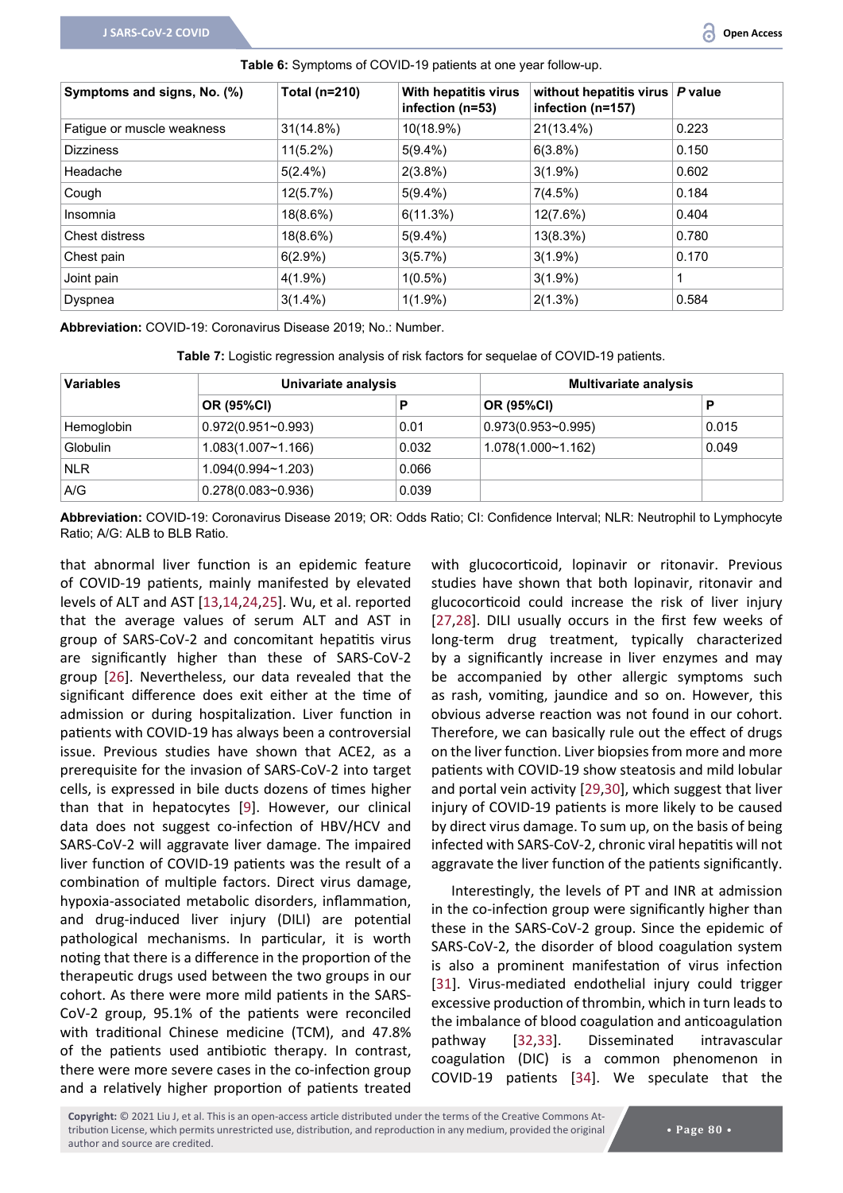**Table 6:** Symptoms of COVID-19 patients at one year follow-up.

| Symptoms and signs, No. (%) | Total (n=210) | With hepatitis virus infection (n=53) | without hepatitis virus infection (n=157) | *P* value |
|---|---|---|---|---|
| Fatigue or muscle weakness | 31(14.8%) | 10(18.9%) | 21(13.4%) | 0.223 |
| Dizziness | 11(5.2%) | 5(9.4%) | 6(3.8%) | 0.150 |
| Headache | 5(2.4%) | 2(3.8%) | 3(1.9%) | 0.602 |
| Cough | 12(5.7%) | 5(9.4%) | 7(4.5%) | 0.184 |
| Insomnia | 18(8.6%) | 6(11.3%) | 12(7.6%) | 0.404 |
| Chest distress | 18(8.6%) | 5(9.4%) | 13(8.3%) | 0.780 |
| Chest pain | 6(2.9%) | 3(5.7%) | 3(1.9%) | 0.170 |
| Joint pain | 4(1.9%) | 1(0.5%) | 3(1.9%) | 1 |
| Dyspnea | 3(1.4%) | 1(1.9%) | 2(1.3%) | 0.584 |

**Abbreviation:** COVID-19: Coronavirus Disease 2019; No.: Number.

**Table 7:** Logistic regression analysis of risk factors for sequelae of COVID-19 patients.

| Variables | Univariate analysis | | Multivariate analysis | |
|---|---|---|---|---|
| | OR (95%CI) | P | OR (95%CI) | P |
| Hemoglobin | 0.972(0.951~0.993) | 0.01 | 0.973(0.953~0.995) | 0.015 |
| Globulin | 1.083(1.007~1.166) | 0.032 | 1.078(1.000~1.162) | 0.049 |
| NLR | 1.094(0.994~1.203) | 0.066 | | |
| A/G | 0.278(0.083~0.936) | 0.039 | | |

**Abbreviation:** COVID-19: Coronavirus Disease 2019; OR: Odds Ratio; CI: Confidence Interval; NLR: Neutrophil to Lymphocyte Ratio; A/G: ALB to BLB Ratio.

that abnormal liver function is an epidemic feature of COVID-19 patients, mainly manifested by elevated levels of ALT and AST [13,14,24,25]. Wu, et al. reported that the average values of serum ALT and AST in group of SARS-CoV-2 and concomitant hepatitis virus are significantly higher than these of SARS-CoV-2 group [26]. Nevertheless, our data revealed that the significant difference does exit either at the time of admission or during hospitalization. Liver function in patients with COVID-19 has always been a controversial issue. Previous studies have shown that ACE2, as a prerequisite for the invasion of SARS-CoV-2 into target cells, is expressed in bile ducts dozens of times higher than that in hepatocytes [9]. However, our clinical data does not suggest co-infection of HBV/HCV and SARS-CoV-2 will aggravate liver damage. The impaired liver function of COVID-19 patients was the result of a combination of multiple factors. Direct virus damage, hypoxia-associated metabolic disorders, inflammation, and drug-induced liver injury (DILI) are potential pathological mechanisms. In particular, it is worth noting that there is a difference in the proportion of the therapeutic drugs used between the two groups in our cohort. As there were more mild patients in the SARS-CoV-2 group, 95.1% of the patients were reconciled with traditional Chinese medicine (TCM), and 47.8% of the patients used antibiotic therapy. In contrast, there were more severe cases in the co-infection group and a relatively higher proportion of patients treated with glucocorticoid, lopinavir or ritonavir. Previous studies have shown that both lopinavir, ritonavir and glucocorticoid could increase the risk of liver injury [27,28]. DILI usually occurs in the first few weeks of long-term drug treatment, typically characterized by a significantly increase in liver enzymes and may be accompanied by other allergic symptoms such as rash, vomiting, jaundice and so on. However, this obvious adverse reaction was not found in our cohort. Therefore, we can basically rule out the effect of drugs on the liver function. Liver biopsies from more and more patients with COVID-19 show steatosis and mild lobular and portal vein activity [29,30], which suggest that liver injury of COVID-19 patients is more likely to be caused by direct virus damage. To sum up, on the basis of being infected with SARS-CoV-2, chronic viral hepatitis will not aggravate the liver function of the patients significantly.

Interestingly, the levels of PT and INR at admission in the co-infection group were significantly higher than these in the SARS-CoV-2 group. Since the epidemic of SARS-CoV-2, the disorder of blood coagulation system is also a prominent manifestation of virus infection [31]. Virus-mediated endothelial injury could trigger excessive production of thrombin, which in turn leads to the imbalance of blood coagulation and anticoagulation pathway [32,33]. Disseminated intravascular coagulation (DIC) is a common phenomenon in COVID-19 patients [34]. We speculate that the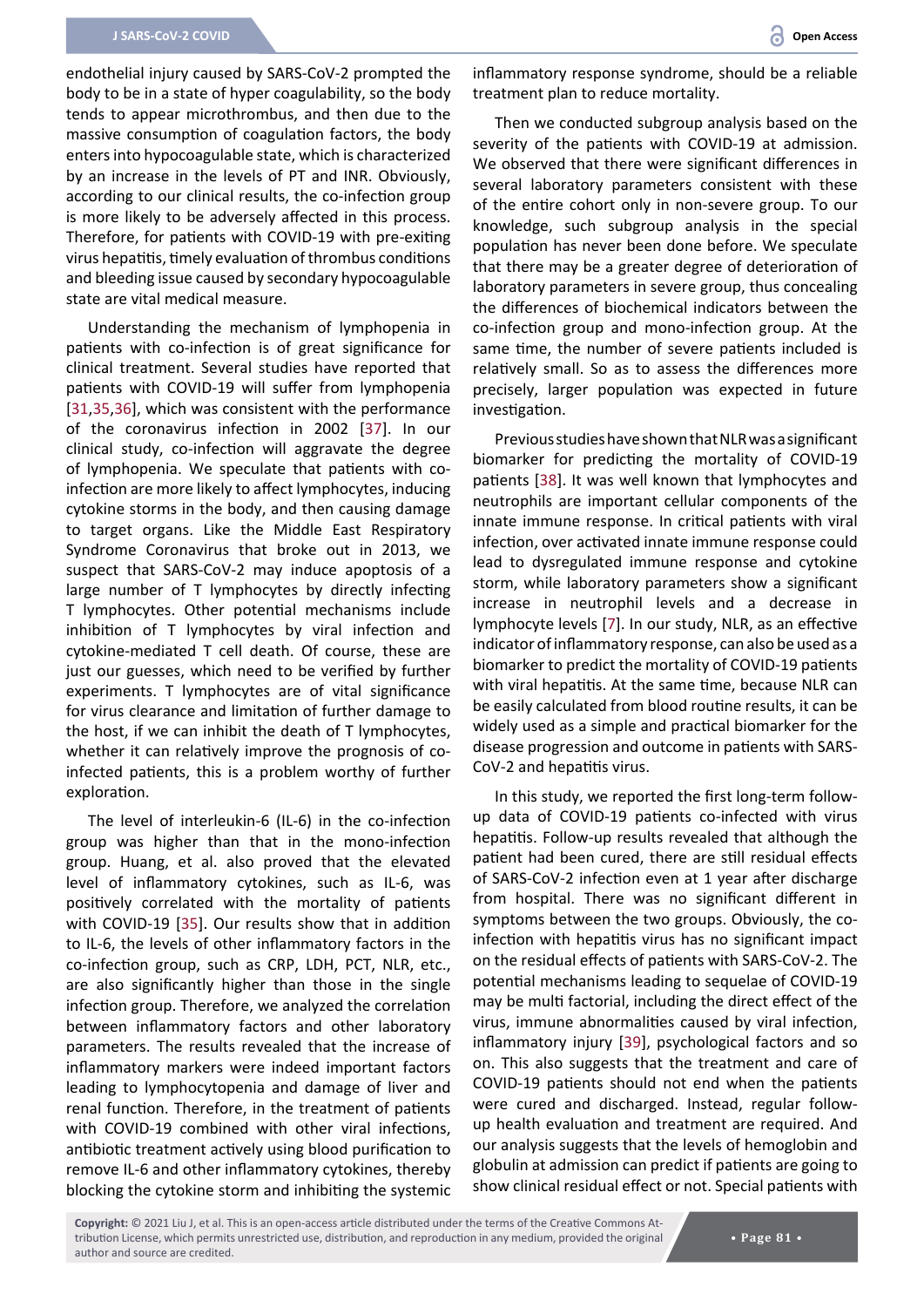endothelial injury caused by SARS-CoV-2 prompted the body to be in a state of hyper coagulability, so the body tends to appear microthrombus, and then due to the massive consumption of coagulation factors, the body enters into hypocoagulable state, which is characterized by an increase in the levels of PT and INR. Obviously, according to our clinical results, the co-infection group is more likely to be adversely affected in this process. Therefore, for patients with COVID-19 with pre-exiting virus hepatitis, timely evaluation of thrombus conditions and bleeding issue caused by secondary hypocoagulable state are vital medical measure.

Understanding the mechanism of lymphopenia in patients with co-infection is of great significance for clinical treatment. Several studies have reported that patients with COVID-19 will suffer from lymphopenia [31,35,36], which was consistent with the performance of the coronavirus infection in 2002 [37]. In our clinical study, co-infection will aggravate the degree of lymphopenia. We speculate that patients with co-infection are more likely to affect lymphocytes, inducing cytokine storms in the body, and then causing damage to target organs. Like the Middle East Respiratory Syndrome Coronavirus that broke out in 2013, we suspect that SARS-CoV-2 may induce apoptosis of a large number of T lymphocytes by directly infecting T lymphocytes. Other potential mechanisms include inhibition of T lymphocytes by viral infection and cytokine-mediated T cell death. Of course, these are just our guesses, which need to be verified by further experiments. T lymphocytes are of vital significance for virus clearance and limitation of further damage to the host, if we can inhibit the death of T lymphocytes, whether it can relatively improve the prognosis of co-infected patients, this is a problem worthy of further exploration.

The level of interleukin-6 (IL-6) in the co-infection group was higher than that in the mono-infection group. Huang, et al. also proved that the elevated level of inflammatory cytokines, such as IL-6, was positively correlated with the mortality of patients with COVID-19 [35]. Our results show that in addition to IL-6, the levels of other inflammatory factors in the co-infection group, such as CRP, LDH, PCT, NLR, etc., are also significantly higher than those in the single infection group. Therefore, we analyzed the correlation between inflammatory factors and other laboratory parameters. The results revealed that the increase of inflammatory markers were indeed important factors leading to lymphocytopenia and damage of liver and renal function. Therefore, in the treatment of patients with COVID-19 combined with other viral infections, antibiotic treatment actively using blood purification to remove IL-6 and other inflammatory cytokines, thereby blocking the cytokine storm and inhibiting the systemic inflammatory response syndrome, should be a reliable treatment plan to reduce mortality.

Then we conducted subgroup analysis based on the severity of the patients with COVID-19 at admission. We observed that there were significant differences in several laboratory parameters consistent with these of the entire cohort only in non-severe group. To our knowledge, such subgroup analysis in the special population has never been done before. We speculate that there may be a greater degree of deterioration of laboratory parameters in severe group, thus concealing the differences of biochemical indicators between the co-infection group and mono-infection group. At the same time, the number of severe patients included is relatively small. So as to assess the differences more precisely, larger population was expected in future investigation.

Previous studies have shown that NLR was a significant biomarker for predicting the mortality of COVID-19 patients [38]. It was well known that lymphocytes and neutrophils are important cellular components of the innate immune response. In critical patients with viral infection, over activated innate immune response could lead to dysregulated immune response and cytokine storm, while laboratory parameters show a significant increase in neutrophil levels and a decrease in lymphocyte levels [7]. In our study, NLR, as an effective indicator of inflammatory response, can also be used as a biomarker to predict the mortality of COVID-19 patients with viral hepatitis. At the same time, because NLR can be easily calculated from blood routine results, it can be widely used as a simple and practical biomarker for the disease progression and outcome in patients with SARS-CoV-2 and hepatitis virus.

In this study, we reported the first long-term follow-up data of COVID-19 patients co-infected with virus hepatitis. Follow-up results revealed that although the patient had been cured, there are still residual effects of SARS-CoV-2 infection even at 1 year after discharge from hospital. There was no significant different in symptoms between the two groups. Obviously, the co-infection with hepatitis virus has no significant impact on the residual effects of patients with SARS-CoV-2. The potential mechanisms leading to sequelae of COVID-19 may be multi factorial, including the direct effect of the virus, immune abnormalities caused by viral infection, inflammatory injury [39], psychological factors and so on. This also suggests that the treatment and care of COVID-19 patients should not end when the patients were cured and discharged. Instead, regular follow-up health evaluation and treatment are required. And our analysis suggests that the levels of hemoglobin and globulin at admission can predict if patients are going to show clinical residual effect or not. Special patients with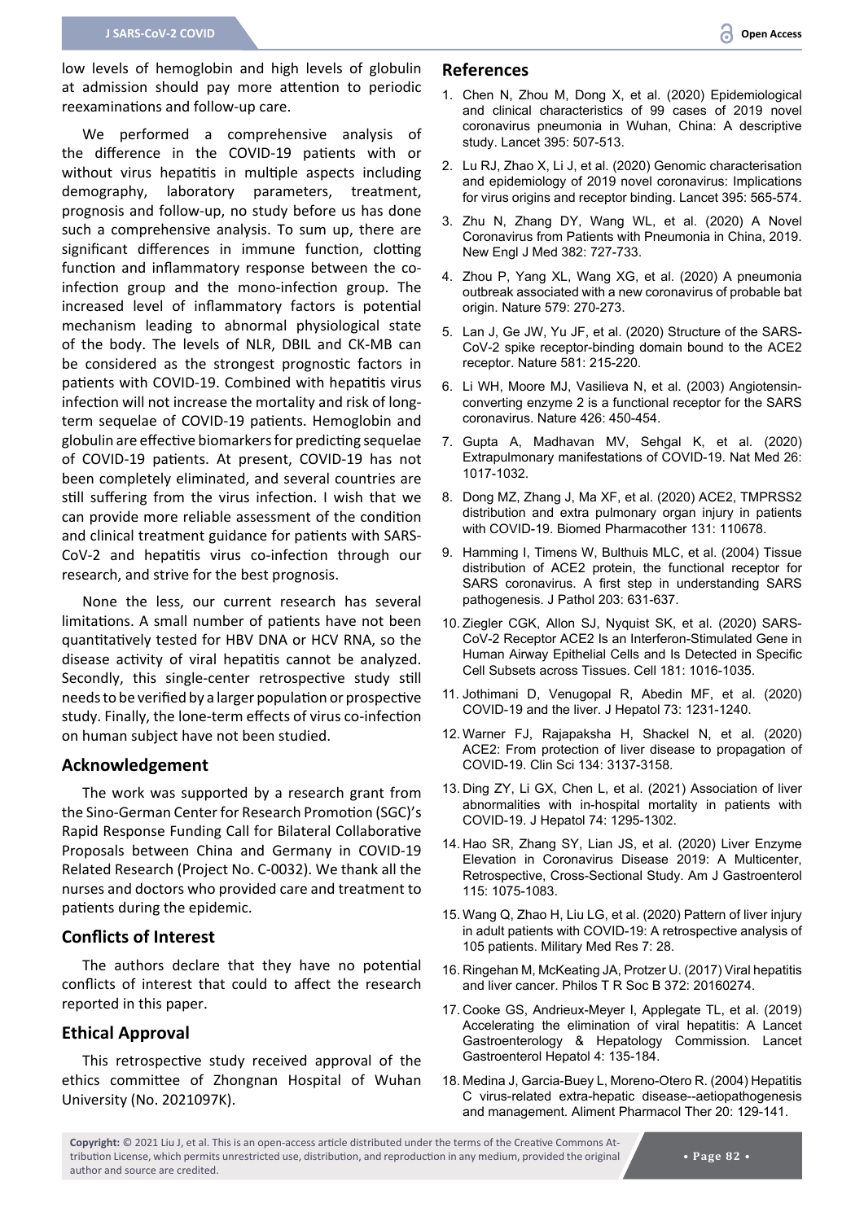low levels of hemoglobin and high levels of globulin at admission should pay more attention to periodic reexaminations and follow-up care.

We performed a comprehensive analysis of the difference in the COVID-19 patients with or without virus hepatitis in multiple aspects including demography, laboratory parameters, treatment, prognosis and follow-up, no study before us has done such a comprehensive analysis. To sum up, there are significant differences in immune function, clotting function and inflammatory response between the co-infection group and the mono-infection group. The increased level of inflammatory factors is potential mechanism leading to abnormal physiological state of the body. The levels of NLR, DBIL and CK-MB can be considered as the strongest prognostic factors in patients with COVID-19. Combined with hepatitis virus infection will not increase the mortality and risk of long-term sequelae of COVID-19 patients. Hemoglobin and globulin are effective biomarkers for predicting sequelae of COVID-19 patients. At present, COVID-19 has not been completely eliminated, and several countries are still suffering from the virus infection. I wish that we can provide more reliable assessment of the condition and clinical treatment guidance for patients with SARS-CoV-2 and hepatitis virus co-infection through our research, and strive for the best prognosis.

None the less, our current research has several limitations. A small number of patients have not been quantitatively tested for HBV DNA or HCV RNA, so the disease activity of viral hepatitis cannot be analyzed. Secondly, this single-center retrospective study still needs to be verified by a larger population or prospective study. Finally, the lone-term effects of virus co-infection on human subject have not been studied.

## Acknowledgement

The work was supported by a research grant from the Sino-German Center for Research Promotion (SGC)'s Rapid Response Funding Call for Bilateral Collaborative Proposals between China and Germany in COVID-19 Related Research (Project No. C-0032). We thank all the nurses and doctors who provided care and treatment to patients during the epidemic.

## Conflicts of Interest

The authors declare that they have no potential conflicts of interest that could to affect the research reported in this paper.

## Ethical Approval

This retrospective study received approval of the ethics committee of Zhongnan Hospital of Wuhan University (No. 2021097K).

## References

1. Chen N, Zhou M, Dong X, et al. (2020) Epidemiological and clinical characteristics of 99 cases of 2019 novel coronavirus pneumonia in Wuhan, China: A descriptive study. Lancet 395: 507-513.
2. Lu RJ, Zhao X, Li J, et al. (2020) Genomic characterisation and epidemiology of 2019 novel coronavirus: Implications for virus origins and receptor binding. Lancet 395: 565-574.
3. Zhu N, Zhang DY, Wang WL, et al. (2020) A Novel Coronavirus from Patients with Pneumonia in China, 2019. New Engl J Med 382: 727-733.
4. Zhou P, Yang XL, Wang XG, et al. (2020) A pneumonia outbreak associated with a new coronavirus of probable bat origin. Nature 579: 270-273.
5. Lan J, Ge JW, Yu JF, et al. (2020) Structure of the SARS-CoV-2 spike receptor-binding domain bound to the ACE2 receptor. Nature 581: 215-220.
6. Li WH, Moore MJ, Vasilieva N, et al. (2003) Angiotensin-converting enzyme 2 is a functional receptor for the SARS coronavirus. Nature 426: 450-454.
7. Gupta A, Madhavan MV, Sehgal K, et al. (2020) Extrapulmonary manifestations of COVID-19. Nat Med 26: 1017-1032.
8. Dong MZ, Zhang J, Ma XF, et al. (2020) ACE2, TMPRSS2 distribution and extra pulmonary organ injury in patients with COVID-19. Biomed Pharmacother 131: 110678.
9. Hamming I, Timens W, Bulthuis MLC, et al. (2004) Tissue distribution of ACE2 protein, the functional receptor for SARS coronavirus. A first step in understanding SARS pathogenesis. J Pathol 203: 631-637.
10. Ziegler CGK, Allon SJ, Nyquist SK, et al. (2020) SARS-CoV-2 Receptor ACE2 Is an Interferon-Stimulated Gene in Human Airway Epithelial Cells and Is Detected in Specific Cell Subsets across Tissues. Cell 181: 1016-1035.
11. Jothimani D, Venugopal R, Abedin MF, et al. (2020) COVID-19 and the liver. J Hepatol 73: 1231-1240.
12. Warner FJ, Rajapaksha H, Shackel N, et al. (2020) ACE2: From protection of liver disease to propagation of COVID-19. Clin Sci 134: 3137-3158.
13. Ding ZY, Li GX, Chen L, et al. (2021) Association of liver abnormalities with in-hospital mortality in patients with COVID-19. J Hepatol 74: 1295-1302.
14. Hao SR, Zhang SY, Lian JS, et al. (2020) Liver Enzyme Elevation in Coronavirus Disease 2019: A Multicenter, Retrospective, Cross-Sectional Study. Am J Gastroenterol 115: 1075-1083.
15. Wang Q, Zhao H, Liu LG, et al. (2020) Pattern of liver injury in adult patients with COVID-19: A retrospective analysis of 105 patients. Military Med Res 7: 28.
16. Ringehan M, McKeating JA, Protzer U. (2017) Viral hepatitis and liver cancer. Philos T R Soc B 372: 20160274.
17. Cooke GS, Andrieux-Meyer I, Applegate TL, et al. (2019) Accelerating the elimination of viral hepatitis: A Lancet Gastroenterology & Hepatology Commission. Lancet Gastroenterol Hepatol 4: 135-184.
18. Medina J, Garcia-Buey L, Moreno-Otero R. (2004) Hepatitis C virus-related extra-hepatic disease--aetiopathogenesis and management. Aliment Pharmacol Ther 20: 129-141.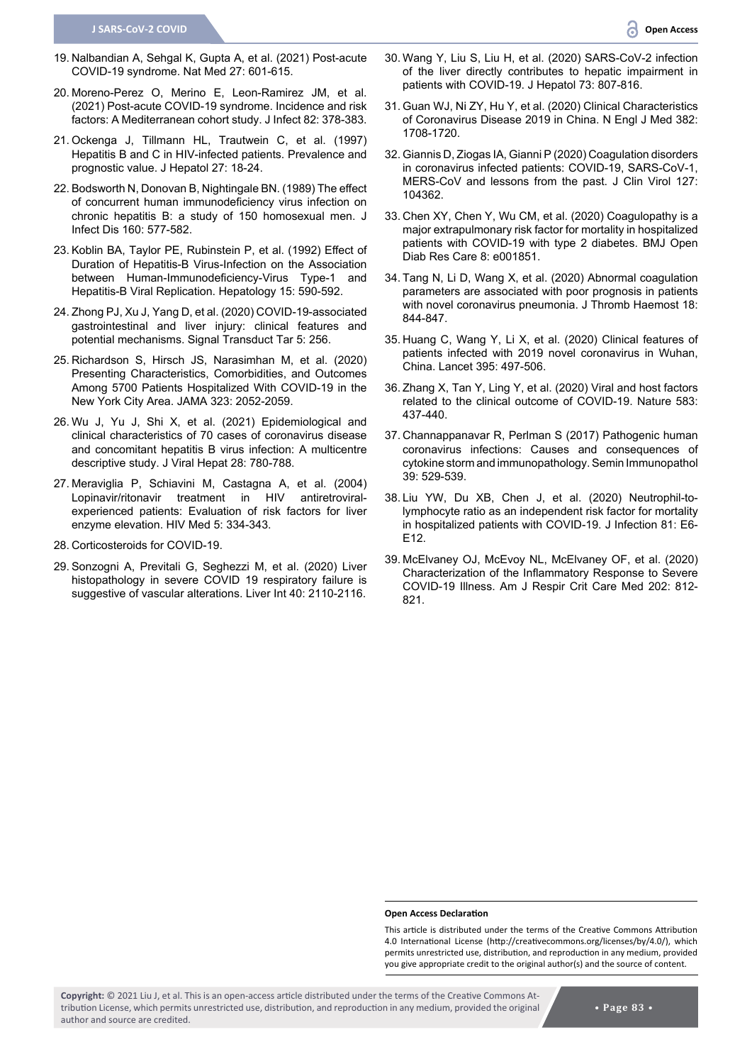19. Nalbandian A, Sehgal K, Gupta A, et al. (2021) Post-acute COVID-19 syndrome. Nat Med 27: 601-615.

20. Moreno-Perez O, Merino E, Leon-Ramirez JM, et al. (2021) Post-acute COVID-19 syndrome. Incidence and risk factors: A Mediterranean cohort study. J Infect 82: 378-383.

21. Ockenga J, Tillmann HL, Trautwein C, et al. (1997) Hepatitis B and C in HIV-infected patients. Prevalence and prognostic value. J Hepatol 27: 18-24.

22. Bodsworth N, Donovan B, Nightingale BN. (1989) The effect of concurrent human immunodeficiency virus infection on chronic hepatitis B: a study of 150 homosexual men. J Infect Dis 160: 577-582.

23. Koblin BA, Taylor PE, Rubinstein P, et al. (1992) Effect of Duration of Hepatitis-B Virus-Infection on the Association between Human-Immunodeficiency-Virus Type-1 and Hepatitis-B Viral Replication. Hepatology 15: 590-592.

24. Zhong PJ, Xu J, Yang D, et al. (2020) COVID-19-associated gastrointestinal and liver injury: clinical features and potential mechanisms. Signal Transduct Tar 5: 256.

25. Richardson S, Hirsch JS, Narasimhan M, et al. (2020) Presenting Characteristics, Comorbidities, and Outcomes Among 5700 Patients Hospitalized With COVID-19 in the New York City Area. JAMA 323: 2052-2059.

26. Wu J, Yu J, Shi X, et al. (2021) Epidemiological and clinical characteristics of 70 cases of coronavirus disease and concomitant hepatitis B virus infection: A multicentre descriptive study. J Viral Hepat 28: 780-788.

27. Meraviglia P, Schiavini M, Castagna A, et al. (2004) Lopinavir/ritonavir treatment in HIV antiretroviral-experienced patients: Evaluation of risk factors for liver enzyme elevation. HIV Med 5: 334-343.

28. Corticosteroids for COVID-19.

29. Sonzogni A, Previtali G, Seghezzi M, et al. (2020) Liver histopathology in severe COVID 19 respiratory failure is suggestive of vascular alterations. Liver Int 40: 2110-2116.

30. Wang Y, Liu S, Liu H, et al. (2020) SARS-CoV-2 infection of the liver directly contributes to hepatic impairment in patients with COVID-19. J Hepatol 73: 807-816.

31. Guan WJ, Ni ZY, Hu Y, et al. (2020) Clinical Characteristics of Coronavirus Disease 2019 in China. N Engl J Med 382: 1708-1720.

32. Giannis D, Ziogas IA, Gianni P (2020) Coagulation disorders in coronavirus infected patients: COVID-19, SARS-CoV-1, MERS-CoV and lessons from the past. J Clin Virol 127: 104362.

33. Chen XY, Chen Y, Wu CM, et al. (2020) Coagulopathy is a major extrapulmonary risk factor for mortality in hospitalized patients with COVID-19 with type 2 diabetes. BMJ Open Diab Res Care 8: e001851.

34. Tang N, Li D, Wang X, et al. (2020) Abnormal coagulation parameters are associated with poor prognosis in patients with novel coronavirus pneumonia. J Thromb Haemost 18: 844-847.

35. Huang C, Wang Y, Li X, et al. (2020) Clinical features of patients infected with 2019 novel coronavirus in Wuhan, China. Lancet 395: 497-506.

36. Zhang X, Tan Y, Ling Y, et al. (2020) Viral and host factors related to the clinical outcome of COVID-19. Nature 583: 437-440.

37. Channappanavar R, Perlman S (2017) Pathogenic human coronavirus infections: Causes and consequences of cytokine storm and immunopathology. Semin Immunopathol 39: 529-539.

38. Liu YW, Du XB, Chen J, et al. (2020) Neutrophil-to-lymphocyte ratio as an independent risk factor for mortality in hospitalized patients with COVID-19. J Infection 81: E6-E12.

39. McElvaney OJ, McEvoy NL, McElvaney OF, et al. (2020) Characterization of the Inflammatory Response to Severe COVID-19 Illness. Am J Respir Crit Care Med 202: 812-821.

**Open Access Declaration**

This article is distributed under the terms of the Creative Commons Attribution 4.0 International License (http://creativecommons.org/licenses/by/4.0/), which permits unrestricted use, distribution, and reproduction in any medium, provided you give appropriate credit to the original author(s) and the source of content.